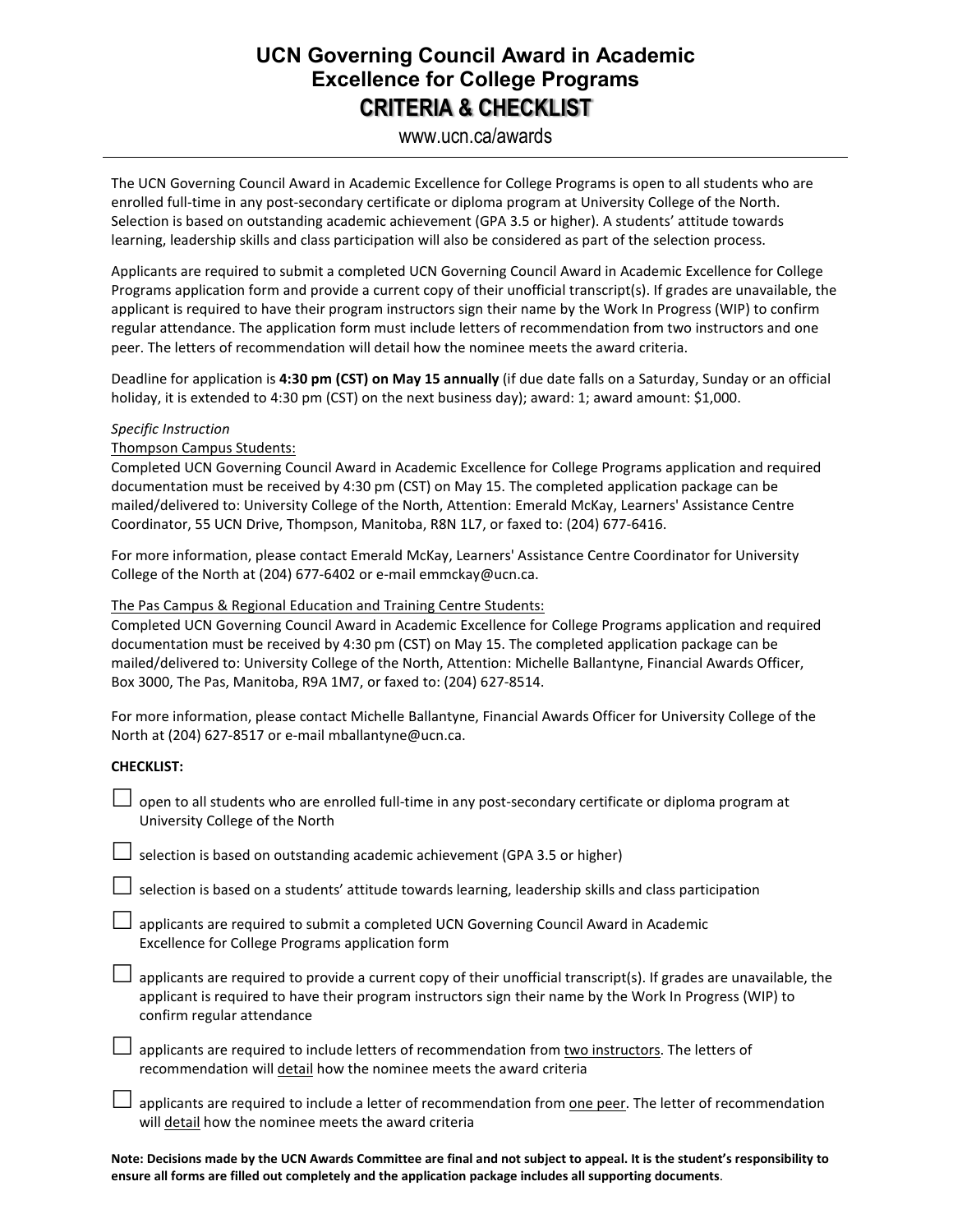# UCN Governing Council Award in Academic Excellence for College Programs

## CRITERIA & CHECKLIST

www.ucn.ca/awards

---

The UCN Governing Council Award in Academic Excellence for College Programs is open to all students who are enrolled full-time in any post-secondary certificate or diploma program at University College of the North. Selection is based on outstanding academic achievement (GPA 3.5 or higher). A students' attitude towards learning, leadership skills and class participation will also be considered as part of the selection process.

Applicants are required to submit a completed UCN Governing Council Award in Academic Excellence for College Programs application form and provide a current copy of their unofficial transcript(s). If grades are unavailable, the applicant is required to have their program instructors sign their name by the Work In Progress (WIP) to confirm regular attendance. The application form must include letters of recommendation from two instructors and one peer. The letters of recommendation will detail how the nominee meets the award criteria.

Deadline for application is **4:30 pm (CST) on May 15 annually** (if due date falls on a Saturday, Sunday or an official holiday, it is extended to 4:30 pm (CST) on the next business day); award: 1; award amount: $1,000.

*Specific Instruction*

<u>Thompson Campus Students:</u>

Completed UCN Governing Council Award in Academic Excellence for College Programs application and required documentation must be received by 4:30 pm (CST) on May 15. The completed application package can be mailed/delivered to: University College of the North, Attention: Emerald McKay, Learners' Assistance Centre Coordinator, 55 UCN Drive, Thompson, Manitoba, R8N 1L7, or faxed to: (204) 677-6416.

For more information, please contact Emerald McKay, Learners' Assistance Centre Coordinator for University College of the North at (204) 677-6402 or e-mail emmckay@ucn.ca.

<u>The Pas Campus & Regional Education and Training Centre Students:</u>

Completed UCN Governing Council Award in Academic Excellence for College Programs application and required documentation must be received by 4:30 pm (CST) on May 15. The completed application package can be mailed/delivered to: University College of the North, Attention: Michelle Ballantyne, Financial Awards Officer, Box 3000, The Pas, Manitoba, R9A 1M7, or faxed to: (204) 627-8514.

For more information, please contact Michelle Ballantyne, Financial Awards Officer for University College of the North at (204) 627-8517 or e-mail mballantyne@ucn.ca.

**CHECKLIST:**

- ☐ open to all students who are enrolled full-time in any post-secondary certificate or diploma program at University College of the North
- ☐ selection is based on outstanding academic achievement (GPA 3.5 or higher)
- ☐ selection is based on a students' attitude towards learning, leadership skills and class participation
- ☐ applicants are required to submit a completed UCN Governing Council Award in Academic Excellence for College Programs application form
- ☐ applicants are required to provide a current copy of their unofficial transcript(s). If grades are unavailable, the applicant is required to have their program instructors sign their name by the Work In Progress (WIP) to confirm regular attendance
- ☐ applicants are required to include letters of recommendation from <u>two instructors</u>. The letters of recommendation will <u>detail</u> how the nominee meets the award criteria
- ☐ applicants are required to include a letter of recommendation from <u>one peer</u>. The letter of recommendation will <u>detail</u> how the nominee meets the award criteria

**Note: Decisions made by the UCN Awards Committee are final and not subject to appeal. It is the student's responsibility to ensure all forms are filled out completely and the application package includes all supporting documents**.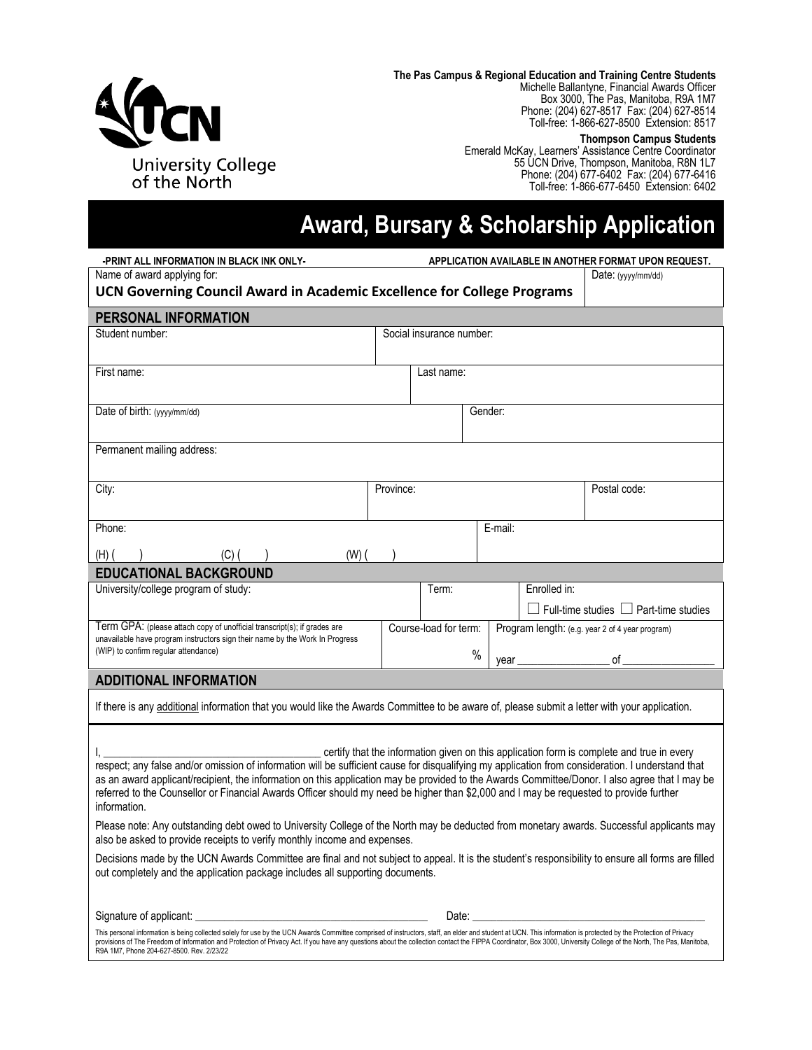University College of the North

**The Pas Campus & Regional Education and Training Centre Students**
Michelle Ballantyne, Financial Awards Officer
Box 3000, The Pas, Manitoba, R9A 1M7
Phone: (204) 627-8517 Fax: (204) 627-8514
Toll-free: 1-866-627-8500 Extension: 8517

**Thompson Campus Students**
Emerald McKay, Learners' Assistance Centre Coordinator
55 UCN Drive, Thompson, Manitoba, R8N 1L7
Phone: (204) 677-6402 Fax: (204) 677-6416
Toll-free: 1-866-677-6450 Extension: 6402

# Award, Bursary & Scholarship Application

**-PRINT ALL INFORMATION IN BLACK INK ONLY-** **APPLICATION AVAILABLE IN ANOTHER FORMAT UPON REQUEST.**

| | |
|---|---|
| Name of award applying for: **UCN Governing Council Award in Academic Excellence for College Programs** | Date: (yyyy/mm/dd) |

## PERSONAL INFORMATION

| | | |
|---|---|---|
| Student number: | Social insurance number: | |
| First name: | Last name: | |
| Date of birth: (yyyy/mm/dd) | Gender: | |
| Permanent mailing address: | | |
| City: | Province: | Postal code: |
| Phone: (H) ( ) (C) ( ) (W) ( ) | E-mail: | |

## EDUCATIONAL BACKGROUND

| | | |
|---|---|---|
| University/college program of study: | Term: | Enrolled in: ☐ Full-time studies ☐ Part-time studies |
| Term GPA: (please attach copy of unofficial transcript(s); if grades are unavailable have program instructors sign their name by the Work In Progress (WIP) to confirm regular attendance) | Course-load for term: % | Program length: (e.g. year 2 of 4 year program) year ________ of ________ |

## ADDITIONAL INFORMATION

If there is any additional information that you would like the Awards Committee to be aware of, please submit a letter with your application.

I, ______________________________ certify that the information given on this application form is complete and true in every respect; any false and/or omission of information will be sufficient cause for disqualifying my application from consideration. I understand that as an award applicant/recipient, the information on this application may be provided to the Awards Committee/Donor. I also agree that I may be referred to the Counsellor or Financial Awards Officer should my need be higher than $2,000 and I may be requested to provide further information.

Please note: Any outstanding debt owed to University College of the North may be deducted from monetary awards. Successful applicants may also be asked to provide receipts to verify monthly income and expenses.

Decisions made by the UCN Awards Committee are final and not subject to appeal. It is the student's responsibility to ensure all forms are filled out completely and the application package includes all supporting documents.

Signature of applicant: ______________________________ Date: ______________________________

This personal information is being collected solely for use by the UCN Awards Committee comprised of instructors, staff, an elder and student at UCN. This information is protected by the Protection of Privacy provisions of The Freedom of Information and Protection of Privacy Act. If you have any questions about the collection contact the FIPPA Coordinator, Box 3000, University College of the North, The Pas, Manitoba, R9A 1M7, Phone 204-627-8500. Rev. 2/23/22